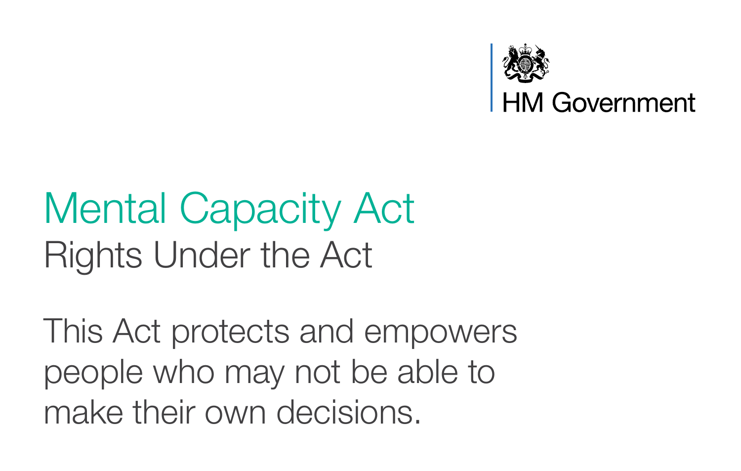HM Government

# Mental Capacity Act

## Rights Under the Act

This Act protects and empowers people who may not be able to make their own decisions.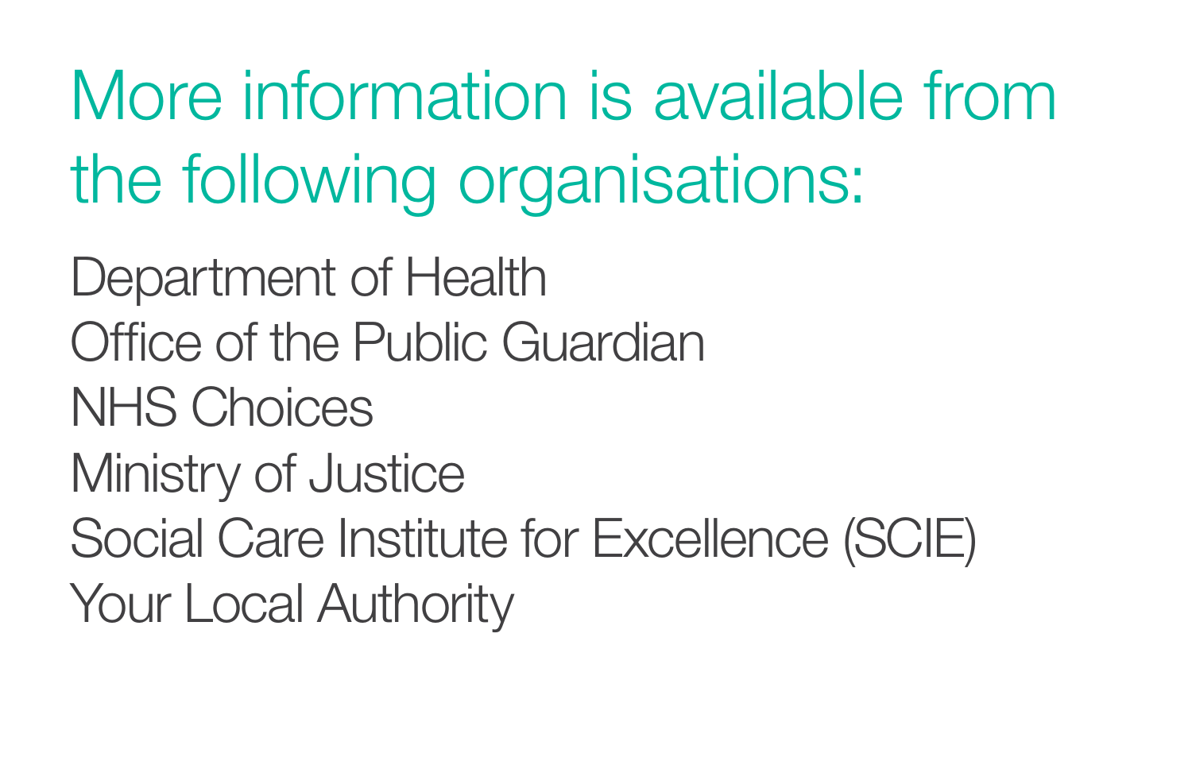## More information is available from the following organisations:

Department of Health
Office of the Public Guardian
NHS Choices
Ministry of Justice
Social Care Institute for Excellence (SCIE)
Your Local Authority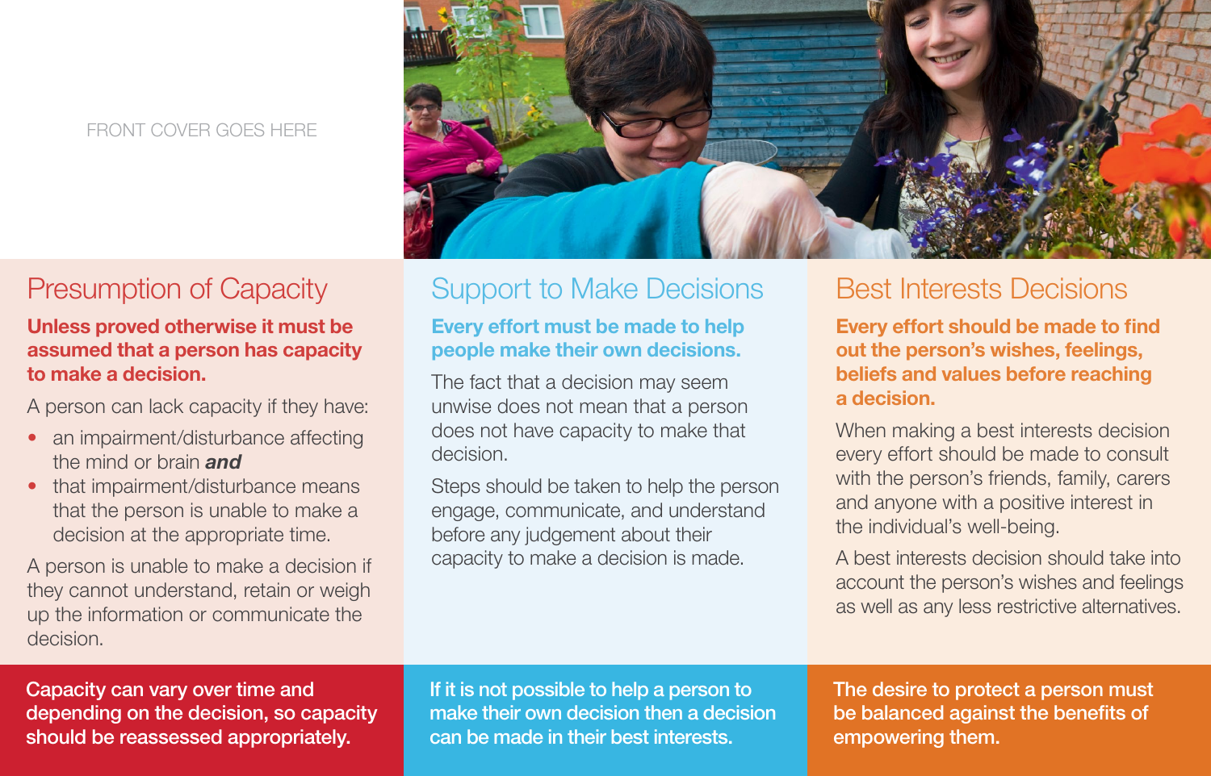FRONT COVER GOES HERE

## Presumption of Capacity

**Unless proved otherwise it must be assumed that a person has capacity to make a decision.**

A person can lack capacity if they have:

- an impairment/disturbance affecting the mind or brain ***and***
- that impairment/disturbance means that the person is unable to make a decision at the appropriate time.

A person is unable to make a decision if they cannot understand, retain or weigh up the information or communicate the decision.

**Capacity can vary over time and depending on the decision, so capacity should be reassessed appropriately.**

## Support to Make Decisions

**Every effort must be made to help people make their own decisions.**

The fact that a decision may seem unwise does not mean that a person does not have capacity to make that decision.

Steps should be taken to help the person engage, communicate, and understand before any judgement about their capacity to make a decision is made.

**If it is not possible to help a person to make their own decision then a decision can be made in their best interests.**

## Best Interests Decisions

**Every effort should be made to find out the person's wishes, feelings, beliefs and values before reaching a decision.**

When making a best interests decision every effort should be made to consult with the person's friends, family, carers and anyone with a positive interest in the individual's well-being.

A best interests decision should take into account the person's wishes and feelings as well as any less restrictive alternatives.

**The desire to protect a person must be balanced against the benefits of empowering them.**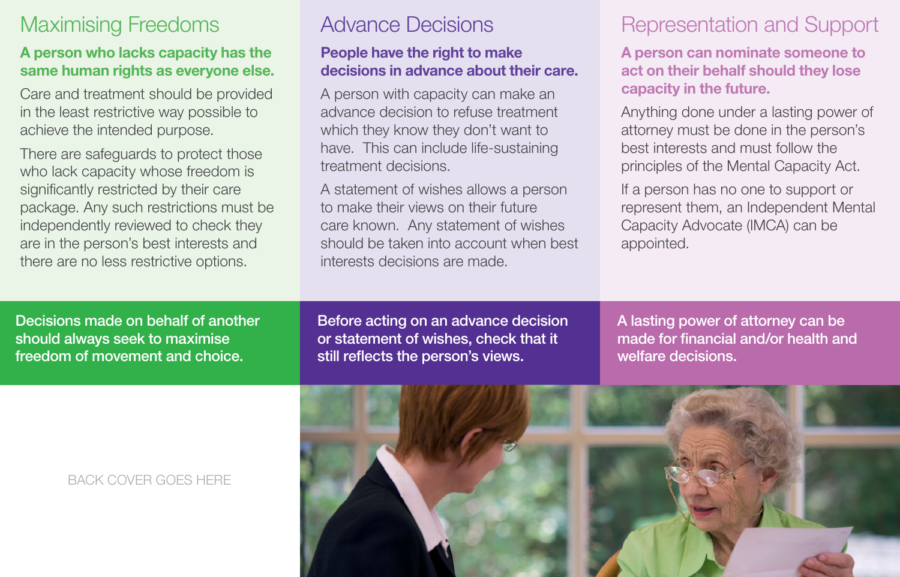## Maximising Freedoms

**A person who lacks capacity has the same human rights as everyone else.**

Care and treatment should be provided in the least restrictive way possible to achieve the intended purpose.

There are safeguards to protect those who lack capacity whose freedom is significantly restricted by their care package. Any such restrictions must be independently reviewed to check they are in the person's best interests and there are no less restrictive options.

**Decisions made on behalf of another should always seek to maximise freedom of movement and choice.**

## Advance Decisions

**People have the right to make decisions in advance about their care.**

A person with capacity can make an advance decision to refuse treatment which they know they don't want to have. This can include life-sustaining treatment decisions.

A statement of wishes allows a person to make their views on their future care known. Any statement of wishes should be taken into account when best interests decisions are made.

**Before acting on an advance decision or statement of wishes, check that it still reflects the person's views.**

## Representation and Support

**A person can nominate someone to act on their behalf should they lose capacity in the future.**

Anything done under a lasting power of attorney must be done in the person's best interests and must follow the principles of the Mental Capacity Act.

If a person has no one to support or represent them, an Independent Mental Capacity Advocate (IMCA) can be appointed.

**A lasting power of attorney can be made for financial and/or health and welfare decisions.**

BACK COVER GOES HERE